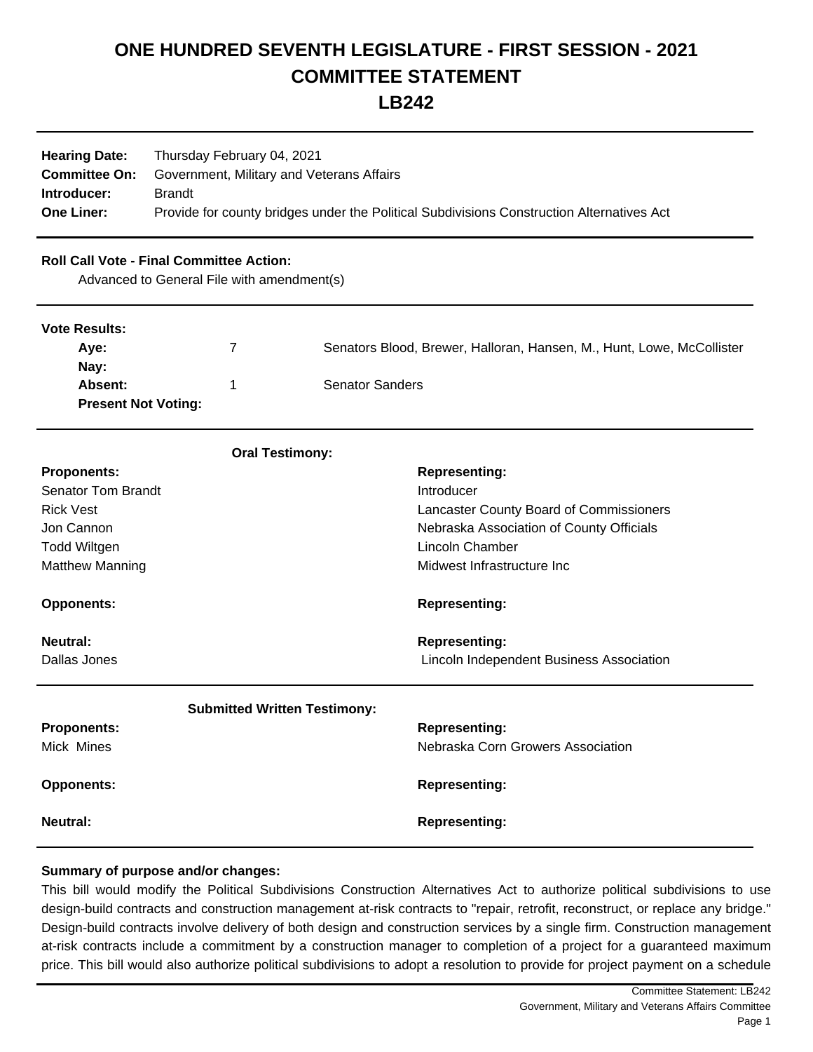# ONE HUNDRED SEVENTH LEGISLATURE - FIRST SESSION - 2021
# COMMITTEE STATEMENT
# LB242

| | |
|---|---|
| **Hearing Date:** | Thursday February 04, 2021 |
| **Committee On:** | Government, Military and Veterans Affairs |
| **Introducer:** | Brandt |
| **One Liner:** | Provide for county bridges under the Political Subdivisions Construction Alternatives Act |

**Roll Call Vote - Final Committee Action:**

Advanced to General File with amendment(s)

**Vote Results:**

| | | |
|---|---|---|
| **Aye:** | 7 | Senators Blood, Brewer, Halloran, Hansen, M., Hunt, Lowe, McCollister |
| **Nay:** | | |
| **Absent:** | 1 | Senator Sanders |
| **Present Not Voting:** | | |

**Oral Testimony:**

| **Proponents:** | **Representing:** |
|---|---|
| Senator Tom Brandt | Introducer |
| Rick Vest | Lancaster County Board of Commissioners |
| Jon Cannon | Nebraska Association of County Officials |
| Todd Wiltgen | Lincoln Chamber |
| Matthew Manning | Midwest Infrastructure Inc |

| **Opponents:** | **Representing:** |
|---|---|

| **Neutral:** | **Representing:** |
|---|---|
| Dallas Jones | Lincoln Independent Business Association |

**Submitted Written Testimony:**

| **Proponents:** | **Representing:** |
|---|---|
| Mick Mines | Nebraska Corn Growers Association |

| **Opponents:** | **Representing:** |
|---|---|

| **Neutral:** | **Representing:** |
|---|---|

**Summary of purpose and/or changes:**

This bill would modify the Political Subdivisions Construction Alternatives Act to authorize political subdivisions to use design-build contracts and construction management at-risk contracts to "repair, retrofit, reconstruct, or replace any bridge." Design-build contracts involve delivery of both design and construction services by a single firm. Construction management at-risk contracts include a commitment by a construction manager to completion of a project for a guaranteed maximum price. This bill would also authorize political subdivisions to adopt a resolution to provide for project payment on a schedule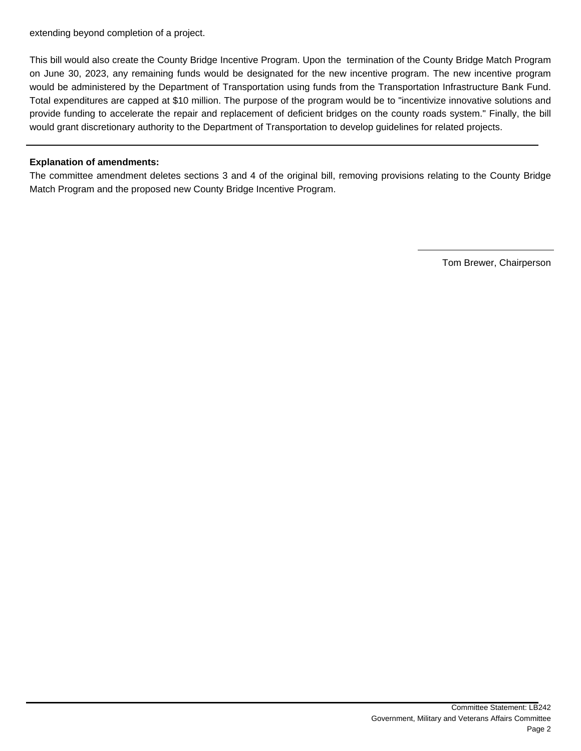extending beyond completion of a project.

This bill would also create the County Bridge Incentive Program. Upon the termination of the County Bridge Match Program on June 30, 2023, any remaining funds would be designated for the new incentive program. The new incentive program would be administered by the Department of Transportation using funds from the Transportation Infrastructure Bank Fund. Total expenditures are capped at $10 million. The purpose of the program would be to "incentivize innovative solutions and provide funding to accelerate the repair and replacement of deficient bridges on the county roads system." Finally, the bill would grant discretionary authority to the Department of Transportation to develop guidelines for related projects.

---

**Explanation of amendments:**

The committee amendment deletes sections 3 and 4 of the original bill, removing provisions relating to the County Bridge Match Program and the proposed new County Bridge Incentive Program.

Tom Brewer, Chairperson